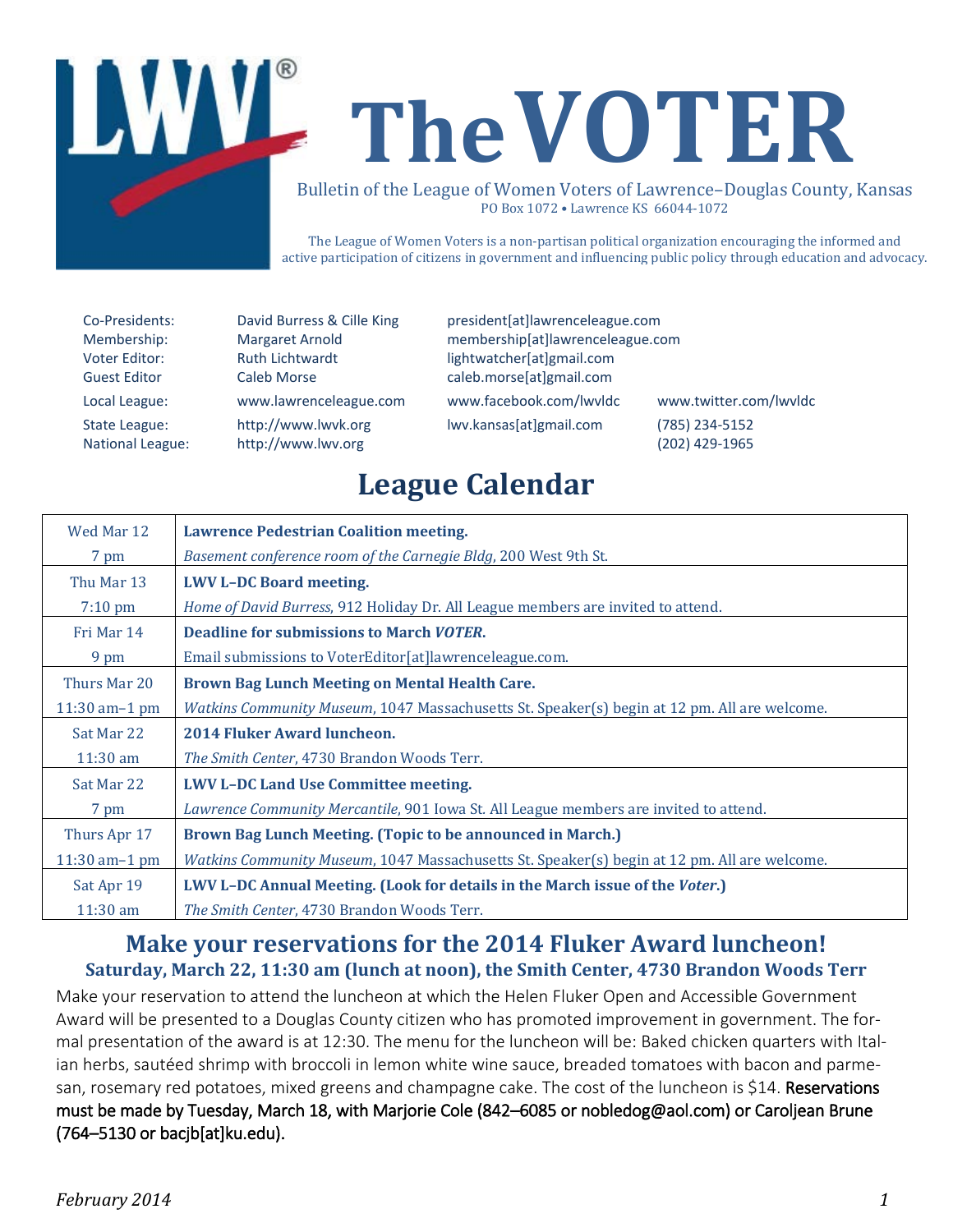# The VOTER

Bulletin of the League of Women Voters of Lawrence–Douglas County, Kansas
PO Box 1072 • Lawrence KS 66044-1072

The League of Women Voters is a non-partisan political organization encouraging the informed and active participation of citizens in government and influencing public policy through education and advocacy.

| | | | |
|---|---|---|---|
| Co-Presidents: | David Burress & Cille King | president[at]lawrenceleague.com | |
| Membership: | Margaret Arnold | membership[at]lawrenceleague.com | |
| Voter Editor: | Ruth Lichtwardt | lightwatcher[at]gmail.com | |
| Guest Editor | Caleb Morse | caleb.morse[at]gmail.com | |
| Local League: | www.lawrenceleague.com | www.facebook.com/lwvldc | www.twitter.com/lwvldc |
| State League: | http://www.lwvk.org | lwv.kansas[at]gmail.com | (785) 234-5152 |
| National League: | http://www.lwv.org | | (202) 429-1965 |

## League Calendar

| Date/Time | Event |
|---|---|
| Wed Mar 12<br>7 pm | **Lawrence Pedestrian Coalition meeting.**<br>*Basement conference room of the Carnegie Bldg*, 200 West 9th St. |
| Thu Mar 13<br>7:10 pm | **LWV L–DC Board meeting.**<br>*Home of David Burress*, 912 Holiday Dr. All League members are invited to attend. |
| Fri Mar 14<br>9 pm | **Deadline for submissions to March *VOTER*.**<br>Email submissions to VoterEditor[at]lawrenceleague.com. |
| Thurs Mar 20<br>11:30 am–1 pm | **Brown Bag Lunch Meeting on Mental Health Care.**<br>*Watkins Community Museum*, 1047 Massachusetts St. Speaker(s) begin at 12 pm. All are welcome. |
| Sat Mar 22<br>11:30 am | **2014 Fluker Award luncheon.**<br>*The Smith Center*, 4730 Brandon Woods Terr. |
| Sat Mar 22<br>7 pm | **LWV L–DC Land Use Committee meeting.**<br>*Lawrence Community Mercantile*, 901 Iowa St. All League members are invited to attend. |
| Thurs Apr 17<br>11:30 am–1 pm | **Brown Bag Lunch Meeting. (Topic to be announced in March.)**<br>*Watkins Community Museum*, 1047 Massachusetts St. Speaker(s) begin at 12 pm. All are welcome. |
| Sat Apr 19<br>11:30 am | **LWV L–DC Annual Meeting. (Look for details in the March issue of the *Voter*.)**<br>*The Smith Center*, 4730 Brandon Woods Terr. |

## Make your reservations for the 2014 Fluker Award luncheon!

### Saturday, March 22, 11:30 am (lunch at noon), the Smith Center, 4730 Brandon Woods Terr

Make your reservation to attend the luncheon at which the Helen Fluker Open and Accessible Government Award will be presented to a Douglas County citizen who has promoted improvement in government. The formal presentation of the award is at 12:30. The menu for the luncheon will be: Baked chicken quarters with Italian herbs, sautéed shrimp with broccoli in lemon white wine sauce, breaded tomatoes with bacon and parmesan, rosemary red potatoes, mixed greens and champagne cake. The cost of the luncheon is $14. Reservations must be made by Tuesday, March 18, with Marjorie Cole (842–6085 or nobledog@aol.com) or Caroljean Brune (764–5130 or bacjb[at]ku.edu).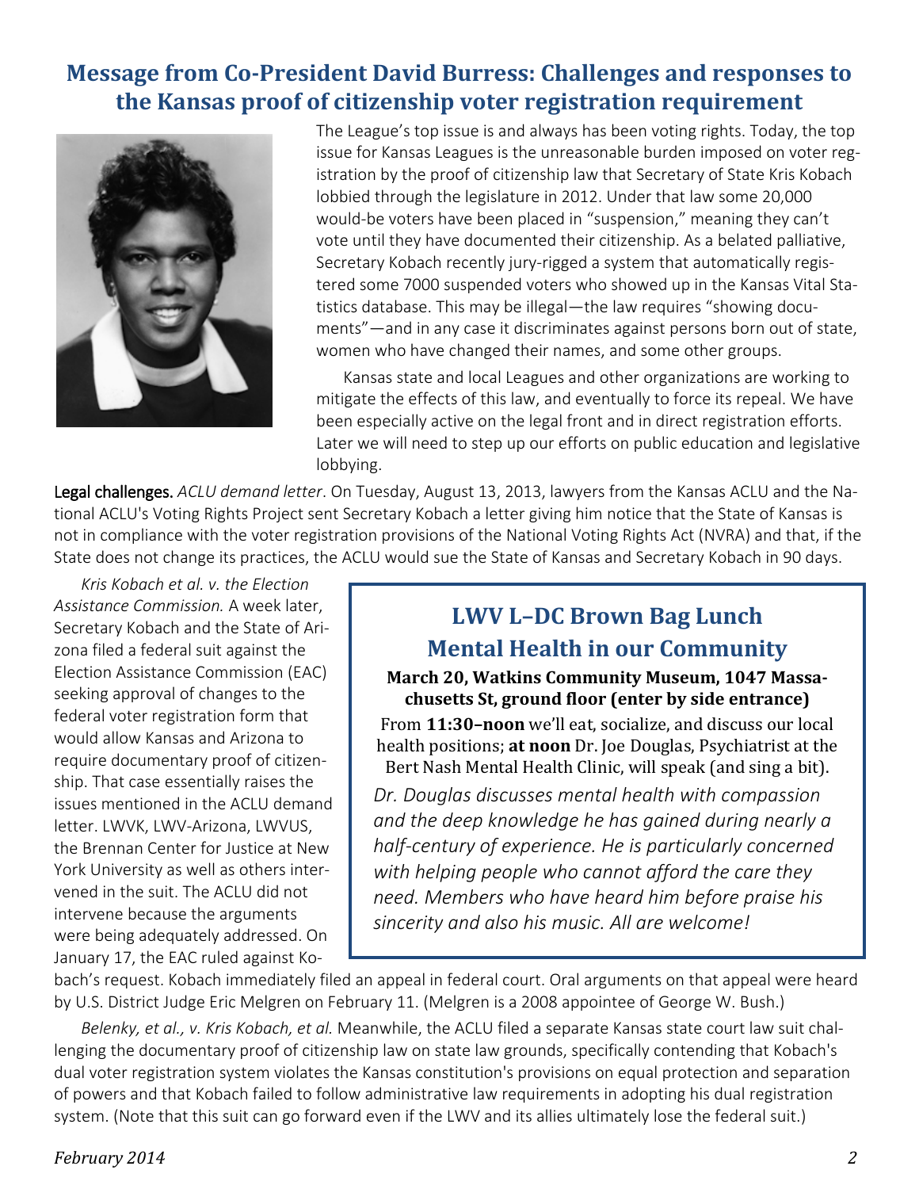## Message from Co-President David Burress: Challenges and responses to the Kansas proof of citizenship voter registration requirement

The League's top issue is and always has been voting rights. Today, the top issue for Kansas Leagues is the unreasonable burden imposed on voter registration by the proof of citizenship law that Secretary of State Kris Kobach lobbied through the legislature in 2012. Under that law some 20,000 would-be voters have been placed in "suspension," meaning they can't vote until they have documented their citizenship. As a belated palliative, Secretary Kobach recently jury-rigged a system that automatically registered some 7000 suspended voters who showed up in the Kansas Vital Statistics database. This may be illegal—the law requires "showing documents"—and in any case it discriminates against persons born out of state, women who have changed their names, and some other groups.

Kansas state and local Leagues and other organizations are working to mitigate the effects of this law, and eventually to force its repeal. We have been especially active on the legal front and in direct registration efforts. Later we will need to step up our efforts on public education and legislative lobbying.

**Legal challenges.** *ACLU demand letter*. On Tuesday, August 13, 2013, lawyers from the Kansas ACLU and the National ACLU's Voting Rights Project sent Secretary Kobach a letter giving him notice that the State of Kansas is not in compliance with the voter registration provisions of the National Voting Rights Act (NVRA) and that, if the State does not change its practices, the ACLU would sue the State of Kansas and Secretary Kobach in 90 days.

*Kris Kobach et al. v. the Election Assistance Commission.* A week later, Secretary Kobach and the State of Arizona filed a federal suit against the Election Assistance Commission (EAC) seeking approval of changes to the federal voter registration form that would allow Kansas and Arizona to require documentary proof of citizenship. That case essentially raises the issues mentioned in the ACLU demand letter. LWVK, LWV-Arizona, LWVUS, the Brennan Center for Justice at New York University as well as others intervened in the suit. The ACLU did not intervene because the arguments were being adequately addressed. On January 17, the EAC ruled against Kobach's request. Kobach immediately filed an appeal in federal court. Oral arguments on that appeal were heard by U.S. District Judge Eric Melgren on February 11. (Melgren is a 2008 appointee of George W. Bush.)

*Belenky, et al., v. Kris Kobach, et al.* Meanwhile, the ACLU filed a separate Kansas state court law suit challenging the documentary proof of citizenship law on state law grounds, specifically contending that Kobach's dual voter registration system violates the Kansas constitution's provisions on equal protection and separation of powers and that Kobach failed to follow administrative law requirements in adopting his dual registration system. (Note that this suit can go forward even if the LWV and its allies ultimately lose the federal suit.)

---

### LWV L–DC Brown Bag Lunch
### Mental Health in our Community

**March 20, Watkins Community Museum, 1047 Massachusetts St, ground floor (enter by side entrance)**

From **11:30–noon** we'll eat, socialize, and discuss our local health positions; **at noon** Dr. Joe Douglas, Psychiatrist at the Bert Nash Mental Health Clinic, will speak (and sing a bit).

*Dr. Douglas discusses mental health with compassion and the deep knowledge he has gained during nearly a half-century of experience. He is particularly concerned with helping people who cannot afford the care they need. Members who have heard him before praise his sincerity and also his music. All are welcome!*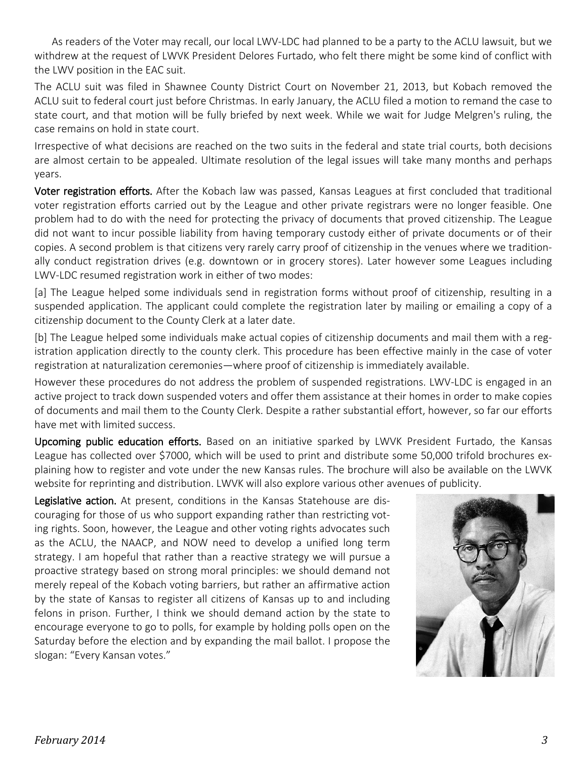As readers of the Voter may recall, our local LWV-LDC had planned to be a party to the ACLU lawsuit, but we withdrew at the request of LWVK President Delores Furtado, who felt there might be some kind of conflict with the LWV position in the EAC suit.

The ACLU suit was filed in Shawnee County District Court on November 21, 2013, but Kobach removed the ACLU suit to federal court just before Christmas. In early January, the ACLU filed a motion to remand the case to state court, and that motion will be fully briefed by next week. While we wait for Judge Melgren's ruling, the case remains on hold in state court.

Irrespective of what decisions are reached on the two suits in the federal and state trial courts, both decisions are almost certain to be appealed. Ultimate resolution of the legal issues will take many months and perhaps years.

**Voter registration efforts.** After the Kobach law was passed, Kansas Leagues at first concluded that traditional voter registration efforts carried out by the League and other private registrars were no longer feasible. One problem had to do with the need for protecting the privacy of documents that proved citizenship. The League did not want to incur possible liability from having temporary custody either of private documents or of their copies. A second problem is that citizens very rarely carry proof of citizenship in the venues where we traditionally conduct registration drives (e.g. downtown or in grocery stores). Later however some Leagues including LWV-LDC resumed registration work in either of two modes:

[a] The League helped some individuals send in registration forms without proof of citizenship, resulting in a suspended application. The applicant could complete the registration later by mailing or emailing a copy of a citizenship document to the County Clerk at a later date.

[b] The League helped some individuals make actual copies of citizenship documents and mail them with a registration application directly to the county clerk. This procedure has been effective mainly in the case of voter registration at naturalization ceremonies—where proof of citizenship is immediately available.

However these procedures do not address the problem of suspended registrations. LWV-LDC is engaged in an active project to track down suspended voters and offer them assistance at their homes in order to make copies of documents and mail them to the County Clerk. Despite a rather substantial effort, however, so far our efforts have met with limited success.

**Upcoming public education efforts.** Based on an initiative sparked by LWVK President Furtado, the Kansas League has collected over $7000, which will be used to print and distribute some 50,000 trifold brochures explaining how to register and vote under the new Kansas rules. The brochure will also be available on the LWVK website for reprinting and distribution. LWVK will also explore various other avenues of publicity.

**Legislative action.** At present, conditions in the Kansas Statehouse are discouraging for those of us who support expanding rather than restricting voting rights. Soon, however, the League and other voting rights advocates such as the ACLU, the NAACP, and NOW need to develop a unified long term strategy. I am hopeful that rather than a reactive strategy we will pursue a proactive strategy based on strong moral principles: we should demand not merely repeal of the Kobach voting barriers, but rather an affirmative action by the state of Kansas to register all citizens of Kansas up to and including felons in prison. Further, I think we should demand action by the state to encourage everyone to go to polls, for example by holding polls open on the Saturday before the election and by expanding the mail ballot. I propose the slogan: "Every Kansan votes."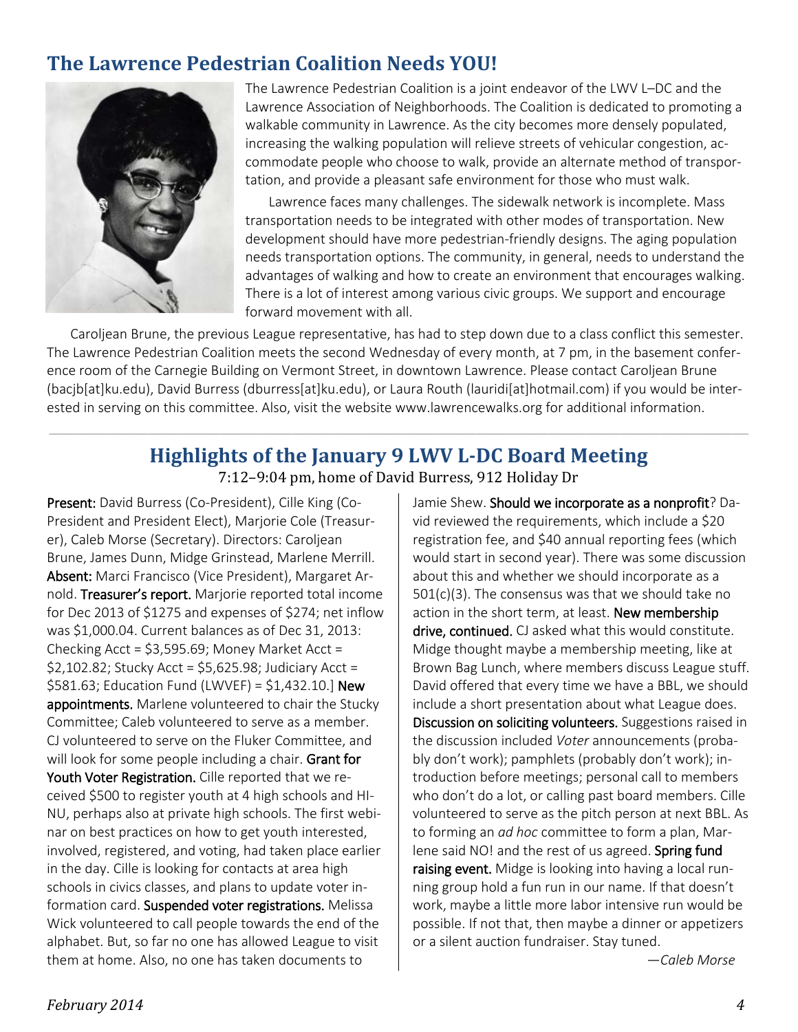## The Lawrence Pedestrian Coalition Needs YOU!

The Lawrence Pedestrian Coalition is a joint endeavor of the LWV L–DC and the Lawrence Association of Neighborhoods. The Coalition is dedicated to promoting a walkable community in Lawrence. As the city becomes more densely populated, increasing the walking population will relieve streets of vehicular congestion, accommodate people who choose to walk, provide an alternate method of transportation, and provide a pleasant safe environment for those who must walk.

Lawrence faces many challenges. The sidewalk network is incomplete. Mass transportation needs to be integrated with other modes of transportation. New development should have more pedestrian-friendly designs. The aging population needs transportation options. The community, in general, needs to understand the advantages of walking and how to create an environment that encourages walking. There is a lot of interest among various civic groups. We support and encourage forward movement with all.

Caroljean Brune, the previous League representative, has had to step down due to a class conflict this semester. The Lawrence Pedestrian Coalition meets the second Wednesday of every month, at 7 pm, in the basement conference room of the Carnegie Building on Vermont Street, in downtown Lawrence. Please contact Caroljean Brune (bacjb[at]ku.edu), David Burress (dburress[at]ku.edu), or Laura Routh (lauridi[at]hotmail.com) if you would be interested in serving on this committee. Also, visit the website www.lawrencewalks.org for additional information.

---

## Highlights of the January 9 LWV L-DC Board Meeting

7:12–9:04 pm, home of David Burress, 912 Holiday Dr

**Present:** David Burress (Co-President), Cille King (Co-President and President Elect), Marjorie Cole (Treasurer), Caleb Morse (Secretary). Directors: Caroljean Brune, James Dunn, Midge Grinstead, Marlene Merrill. **Absent:** Marci Francisco (Vice President), Margaret Arnold. **Treasurer's report.** Marjorie reported total income for Dec 2013 of $1275 and expenses of $274; net inflow was $1,000.04. Current balances as of Dec 31, 2013: Checking Acct = $3,595.69; Money Market Acct = $2,102.82; Stucky Acct = $5,625.98; Judiciary Acct = $581.63; Education Fund (LWVEF) = $1,432.10.] **New appointments.** Marlene volunteered to chair the Stucky Committee; Caleb volunteered to serve as a member. CJ volunteered to serve on the Fluker Committee, and will look for some people including a chair. **Grant for Youth Voter Registration.** Cille reported that we received $500 to register youth at 4 high schools and HINU, perhaps also at private high schools. The first webinar on best practices on how to get youth interested, involved, registered, and voting, had taken place earlier in the day. Cille is looking for contacts at area high schools in civics classes, and plans to update voter information card. **Suspended voter registrations.** Melissa Wick volunteered to call people towards the end of the alphabet. But, so far no one has allowed League to visit them at home. Also, no one has taken documents to Jamie Shew. **Should we incorporate as a nonprofit**? David reviewed the requirements, which include a $20 registration fee, and $40 annual reporting fees (which would start in second year). There was some discussion about this and whether we should incorporate as a 501(c)(3). The consensus was that we should take no action in the short term, at least. **New membership drive, continued.** CJ asked what this would constitute. Midge thought maybe a membership meeting, like at Brown Bag Lunch, where members discuss League stuff. David offered that every time we have a BBL, we should include a short presentation about what League does. **Discussion on soliciting volunteers.** Suggestions raised in the discussion included *Voter* announcements (probably don't work); pamphlets (probably don't work); introduction before meetings; personal call to members who don't do a lot, or calling past board members. Cille volunteered to serve as the pitch person at next BBL. As to forming an *ad hoc* committee to form a plan, Marlene said NO! and the rest of us agreed. **Spring fund raising event.** Midge is looking into having a local running group hold a fun run in our name. If that doesn't work, maybe a little more labor intensive run would be possible. If not that, then maybe a dinner or appetizers or a silent auction fundraiser. Stay tuned.

—*Caleb Morse*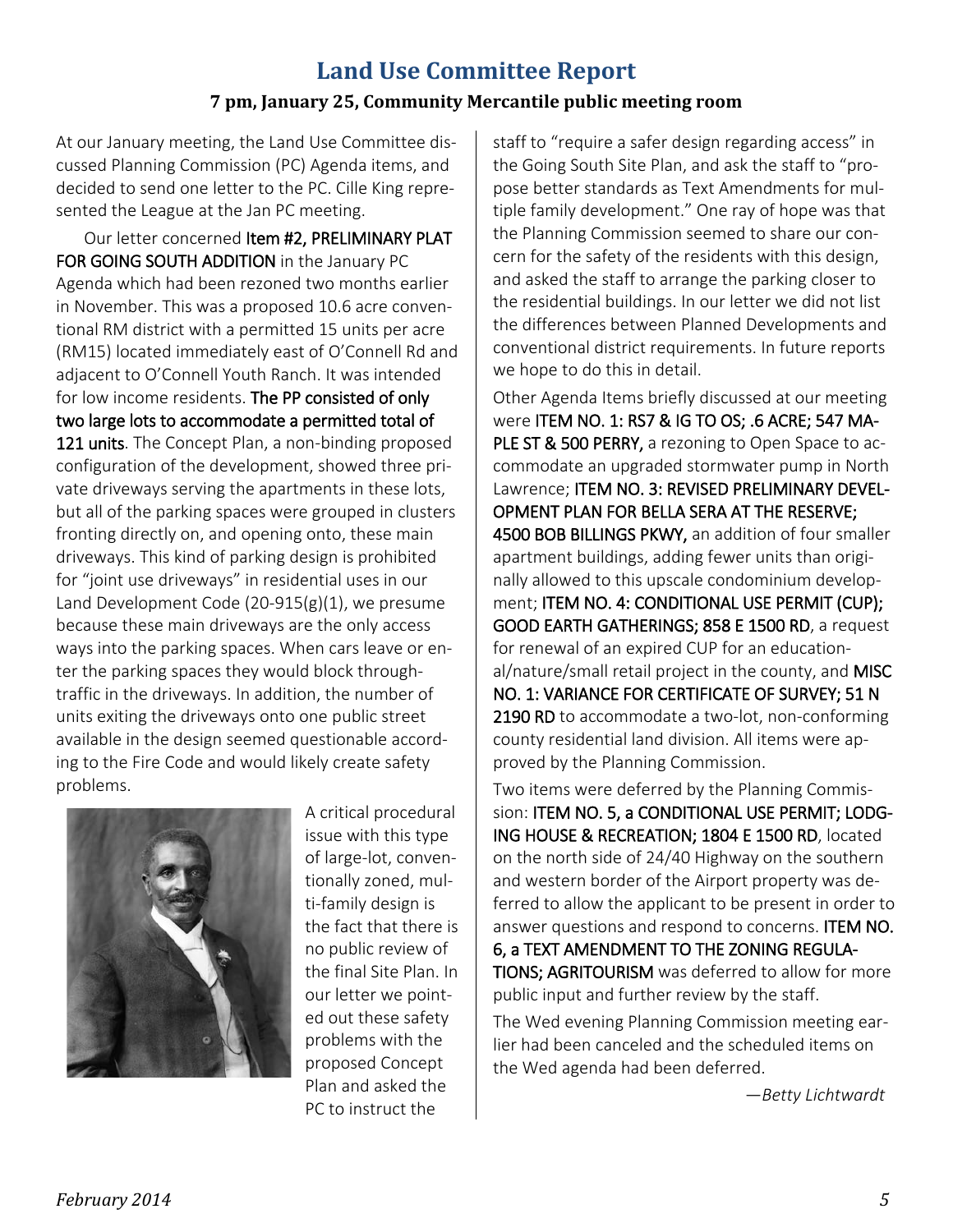## Land Use Committee Report

**7 pm, January 25, Community Mercantile public meeting room**

At our January meeting, the Land Use Committee discussed Planning Commission (PC) Agenda items, and decided to send one letter to the PC. Cille King represented the League at the Jan PC meeting.

Our letter concerned Item #2, PRELIMINARY PLAT FOR GOING SOUTH ADDITION in the January PC Agenda which had been rezoned two months earlier in November. This was a proposed 10.6 acre conventional RM district with a permitted 15 units per acre (RM15) located immediately east of O'Connell Rd and adjacent to O'Connell Youth Ranch. It was intended for low income residents. The PP consisted of only two large lots to accommodate a permitted total of 121 units. The Concept Plan, a non-binding proposed configuration of the development, showed three private driveways serving the apartments in these lots, but all of the parking spaces were grouped in clusters fronting directly on, and opening onto, these main driveways. This kind of parking design is prohibited for "joint use driveways" in residential uses in our Land Development Code (20-915(g)(1), we presume because these main driveways are the only access ways into the parking spaces. When cars leave or enter the parking spaces they would block through-traffic in the driveways. In addition, the number of units exiting the driveways onto one public street available in the design seemed questionable according to the Fire Code and would likely create safety problems.

A critical procedural issue with this type of large-lot, conventionally zoned, multi-family design is the fact that there is no public review of the final Site Plan. In our letter we pointed out these safety problems with the proposed Concept Plan and asked the PC to instruct the staff to "require a safer design regarding access" in the Going South Site Plan, and ask the staff to "propose better standards as Text Amendments for multiple family development." One ray of hope was that the Planning Commission seemed to share our concern for the safety of the residents with this design, and asked the staff to arrange the parking closer to the residential buildings. In our letter we did not list the differences between Planned Developments and conventional district requirements. In future reports we hope to do this in detail.

Other Agenda Items briefly discussed at our meeting were ITEM NO. 1: RS7 & IG TO OS; .6 ACRE; 547 MAPLE ST & 500 PERRY, a rezoning to Open Space to accommodate an upgraded stormwater pump in North Lawrence; ITEM NO. 3: REVISED PRELIMINARY DEVELOPMENT PLAN FOR BELLA SERA AT THE RESERVE; 4500 BOB BILLINGS PKWY, an addition of four smaller apartment buildings, adding fewer units than originally allowed to this upscale condominium development; ITEM NO. 4: CONDITIONAL USE PERMIT (CUP); GOOD EARTH GATHERINGS; 858 E 1500 RD, a request for renewal of an expired CUP for an educational/nature/small retail project in the county, and MISC NO. 1: VARIANCE FOR CERTIFICATE OF SURVEY; 51 N 2190 RD to accommodate a two-lot, non-conforming county residential land division. All items were approved by the Planning Commission.

Two items were deferred by the Planning Commission: ITEM NO. 5, a CONDITIONAL USE PERMIT; LODGING HOUSE & RECREATION; 1804 E 1500 RD, located on the north side of 24/40 Highway on the southern and western border of the Airport property was deferred to allow the applicant to be present in order to answer questions and respond to concerns. ITEM NO. 6, a TEXT AMENDMENT TO THE ZONING REGULATIONS; AGRITOURISM was deferred to allow for more public input and further review by the staff.

The Wed evening Planning Commission meeting earlier had been canceled and the scheduled items on the Wed agenda had been deferred.

*—Betty Lichtwardt*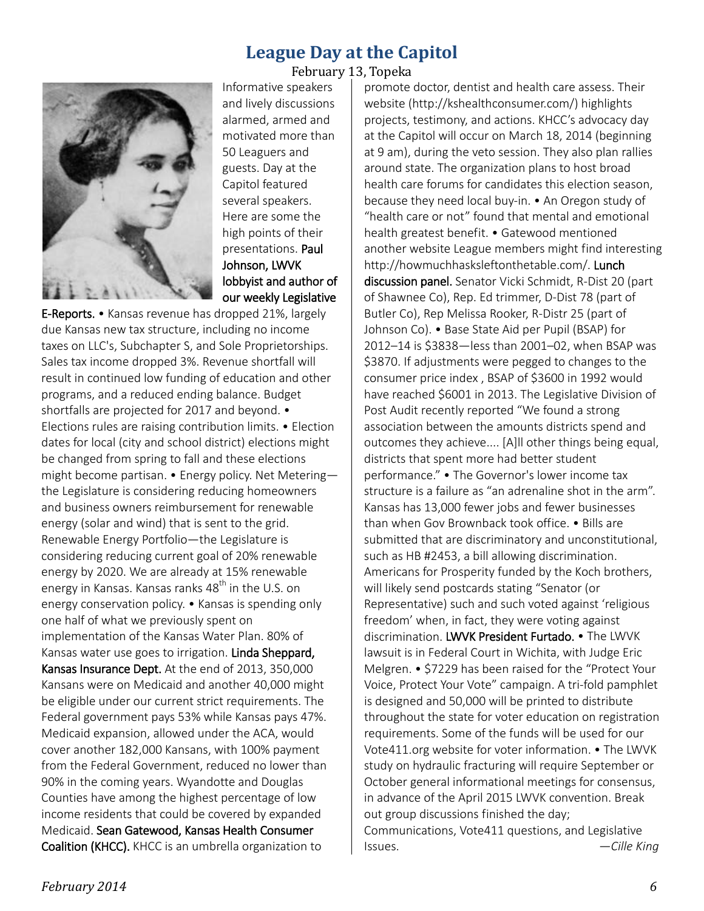## League Day at the Capitol

February 13, Topeka

Informative speakers and lively discussions alarmed, armed and motivated more than 50 Leaguers and guests. Day at the Capitol featured several speakers. Here are some the high points of their presentations. **Paul Johnson, LWVK lobbyist and author of our weekly Legislative E-Reports.** • Kansas revenue has dropped 21%, largely due Kansas new tax structure, including no income taxes on LLC's, Subchapter S, and Sole Proprietorships. Sales tax income dropped 3%. Revenue shortfall will result in continued low funding of education and other programs, and a reduced ending balance. Budget shortfalls are projected for 2017 and beyond. • Elections rules are raising contribution limits. • Election dates for local (city and school district) elections might be changed from spring to fall and these elections might become partisan. • Energy policy. Net Metering—the Legislature is considering reducing homeowners and business owners reimbursement for renewable energy (solar and wind) that is sent to the grid. Renewable Energy Portfolio—the Legislature is considering reducing current goal of 20% renewable energy by 2020. We are already at 15% renewable energy in Kansas. Kansas ranks 48th in the U.S. on energy conservation policy. • Kansas is spending only one half of what we previously spent on implementation of the Kansas Water Plan. 80% of Kansas water use goes to irrigation. **Linda Sheppard, Kansas Insurance Dept.** At the end of 2013, 350,000 Kansans were on Medicaid and another 40,000 might be eligible under our current strict requirements. The Federal government pays 53% while Kansas pays 47%. Medicaid expansion, allowed under the ACA, would cover another 182,000 Kansans, with 100% payment from the Federal Government, reduced no lower than 90% in the coming years. Wyandotte and Douglas Counties have among the highest percentage of low income residents that could be covered by expanded Medicaid. **Sean Gatewood, Kansas Health Consumer Coalition (KHCC).** KHCC is an umbrella organization to promote doctor, dentist and health care assess. Their website (http://kshealthconsumer.com/) highlights projects, testimony, and actions. KHCC's advocacy day at the Capitol will occur on March 18, 2014 (beginning at 9 am), during the veto session. They also plan rallies around state. The organization plans to host broad health care forums for candidates this election season, because they need local buy-in. • An Oregon study of "health care or not" found that mental and emotional health greatest benefit. • Gatewood mentioned another website League members might find interesting http://howmuchhasksleftonthetable.com/. **Lunch discussion panel.** Senator Vicki Schmidt, R-Dist 20 (part of Shawnee Co), Rep. Ed trimmer, D-Dist 78 (part of Butler Co), Rep Melissa Rooker, R-Distr 25 (part of Johnson Co). • Base State Aid per Pupil (BSAP) for 2012–14 is $3838—less than 2001–02, when BSAP was $3870. If adjustments were pegged to changes to the consumer price index , BSAP of $3600 in 1992 would have reached $6001 in 2013. The Legislative Division of Post Audit recently reported "We found a strong association between the amounts districts spend and outcomes they achieve.... [A]ll other things being equal, districts that spent more had better student performance." • The Governor's lower income tax structure is a failure as "an adrenaline shot in the arm". Kansas has 13,000 fewer jobs and fewer businesses than when Gov Brownback took office. • Bills are submitted that are discriminatory and unconstitutional, such as HB #2453, a bill allowing discrimination. Americans for Prosperity funded by the Koch brothers, will likely send postcards stating "Senator (or Representative) such and such voted against 'religious freedom' when, in fact, they were voting against discrimination. **LWVK President Furtado.** • The LWVK lawsuit is in Federal Court in Wichita, with Judge Eric Melgren. • $7229 has been raised for the "Protect Your Voice, Protect Your Vote" campaign. A tri-fold pamphlet is designed and 50,000 will be printed to distribute throughout the state for voter education on registration requirements. Some of the funds will be used for our Vote411.org website for voter information. • The LWVK study on hydraulic fracturing will require September or October general informational meetings for consensus, in advance of the April 2015 LWVK convention. Break out group discussions finished the day; Communications, Vote411 questions, and Legislative Issues.

*—Cille King*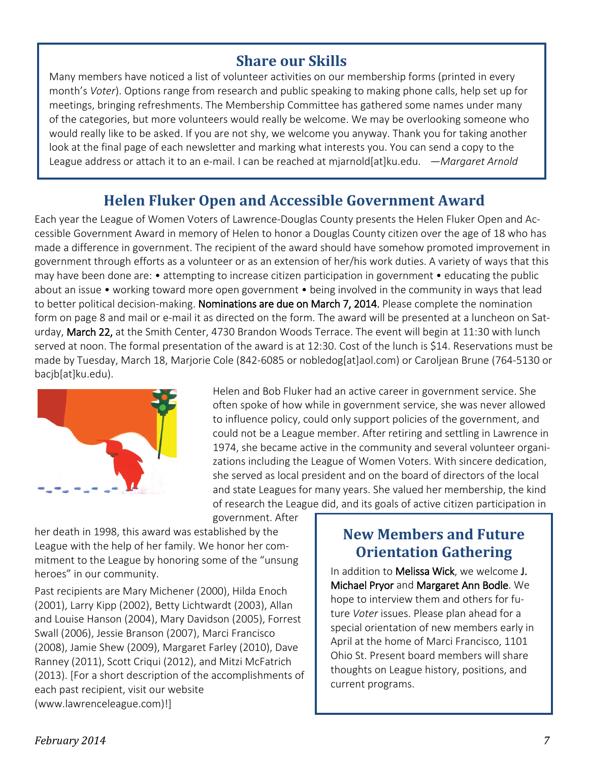## Share our Skills

Many members have noticed a list of volunteer activities on our membership forms (printed in every month's *Voter*). Options range from research and public speaking to making phone calls, help set up for meetings, bringing refreshments. The Membership Committee has gathered some names under many of the categories, but more volunteers would really be welcome. We may be overlooking someone who would really like to be asked. If you are not shy, we welcome you anyway. Thank you for taking another look at the final page of each newsletter and marking what interests you. You can send a copy to the League address or attach it to an e-mail. I can be reached at mjarnold[at]ku.edu. —*Margaret Arnold*

## Helen Fluker Open and Accessible Government Award

Each year the League of Women Voters of Lawrence-Douglas County presents the Helen Fluker Open and Accessible Government Award in memory of Helen to honor a Douglas County citizen over the age of 18 who has made a difference in government. The recipient of the award should have somehow promoted improvement in government through efforts as a volunteer or as an extension of her/his work duties. A variety of ways that this may have been done are: • attempting to increase citizen participation in government • educating the public about an issue • working toward more open government • being involved in the community in ways that lead to better political decision-making. **Nominations are due on March 7, 2014.** Please complete the nomination form on page 8 and mail or e-mail it as directed on the form. The award will be presented at a luncheon on Saturday, **March 22,** at the Smith Center, 4730 Brandon Woods Terrace. The event will begin at 11:30 with lunch served at noon. The formal presentation of the award is at 12:30. Cost of the lunch is $14. Reservations must be made by Tuesday, March 18, Marjorie Cole (842-6085 or nobledog[at]aol.com) or Caroljean Brune (764-5130 or bacjb[at]ku.edu).

Helen and Bob Fluker had an active career in government service. She often spoke of how while in government service, she was never allowed to influence policy, could only support policies of the government, and could not be a League member. After retiring and settling in Lawrence in 1974, she became active in the community and several volunteer organizations including the League of Women Voters. With sincere dedication, she served as local president and on the board of directors of the local and state Leagues for many years. She valued her membership, the kind of research the League did, and its goals of active citizen participation in government. After her death in 1998, this award was established by the League with the help of her family. We honor her commitment to the League by honoring some of the "unsung heroes" in our community.

Past recipients are Mary Michener (2000), Hilda Enoch (2001), Larry Kipp (2002), Betty Lichtwardt (2003), Allan and Louise Hanson (2004), Mary Davidson (2005), Forrest Swall (2006), Jessie Branson (2007), Marci Francisco (2008), Jamie Shew (2009), Margaret Farley (2010), Dave Ranney (2011), Scott Criqui (2012), and Mitzi McFatrich (2013). [For a short description of the accomplishments of each past recipient, visit our website (www.lawrenceleague.com)!]

## New Members and Future Orientation Gathering

In addition to **Melissa Wick**, we welcome **J. Michael Pryor** and **Margaret Ann Bodle**. We hope to interview them and others for future *Voter* issues. Please plan ahead for a special orientation of new members early in April at the home of Marci Francisco, 1101 Ohio St. Present board members will share thoughts on League history, positions, and current programs.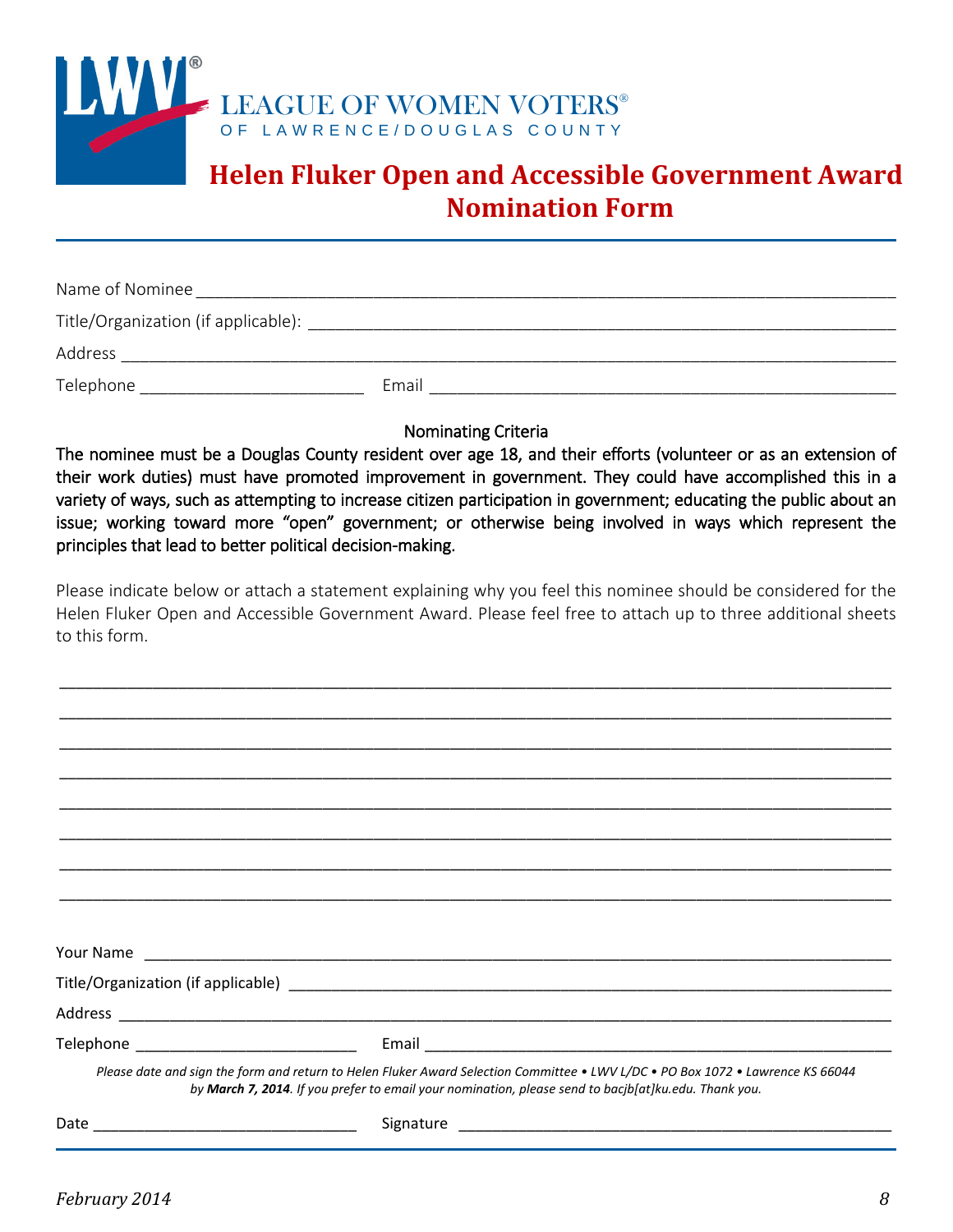LEAGUE OF WOMEN VOTERS®
OF LAWRENCE/DOUGLAS COUNTY

# Helen Fluker Open and Accessible Government Award Nomination Form

Name of Nominee ___________________________________________________________________________

Title/Organization (if applicable): _____________________________________________________________

Address _________________________________________________________________________________

Telephone ________________________ Email ___________________________________________________

Nominating Criteria

The nominee must be a Douglas County resident over age 18, and their efforts (volunteer or as an extension of their work duties) must have promoted improvement in government. They could have accomplished this in a variety of ways, such as attempting to increase citizen participation in government; educating the public about an issue; working toward more "open" government; or otherwise being involved in ways which represent the principles that lead to better political decision-making.

Please indicate below or attach a statement explaining why you feel this nominee should be considered for the Helen Fluker Open and Accessible Government Award. Please feel free to attach up to three additional sheets to this form.

_________________________________________________________________________________________

_________________________________________________________________________________________

_________________________________________________________________________________________

_________________________________________________________________________________________

_________________________________________________________________________________________

_________________________________________________________________________________________

_________________________________________________________________________________________

_________________________________________________________________________________________

Your Name _______________________________________________________________________________

Title/Organization (if applicable) _______________________________________________________________

Address _________________________________________________________________________________

Telephone ________________________ Email ___________________________________________________

*Please date and sign the form and return to Helen Fluker Award Selection Committee • LWV L/DC • PO Box 1072 • Lawrence KS 66044 by **March 7, 2014**. If you prefer to email your nomination, please send to bacjb[at]ku.edu. Thank you.*

Date ____________________________ Signature ______________________________________________

*February 2014*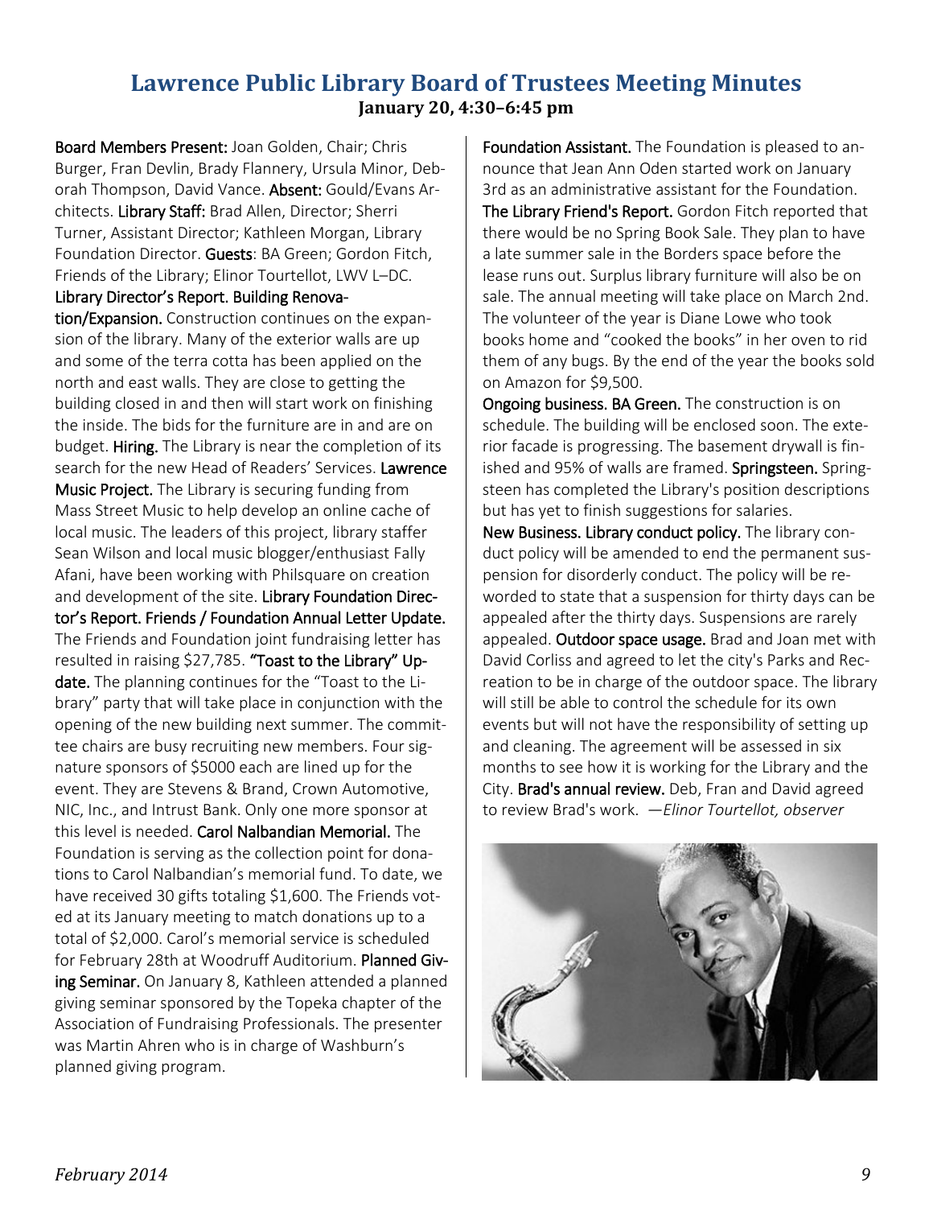## Lawrence Public Library Board of Trustees Meeting Minutes

**January 20, 4:30–6:45 pm**

**Board Members Present:** Joan Golden, Chair; Chris Burger, Fran Devlin, Brady Flannery, Ursula Minor, Deborah Thompson, David Vance. **Absent:** Gould/Evans Architects. **Library Staff:** Brad Allen, Director; Sherri Turner, Assistant Director; Kathleen Morgan, Library Foundation Director. **Guests**: BA Green; Gordon Fitch, Friends of the Library; Elinor Tourtellot, LWV L–DC.

**Library Director's Report. Building Renovation/Expansion.** Construction continues on the expansion of the library. Many of the exterior walls are up and some of the terra cotta has been applied on the north and east walls. They are close to getting the building closed in and then will start work on finishing the inside. The bids for the furniture are in and are on budget. **Hiring.** The Library is near the completion of its search for the new Head of Readers' Services. **Lawrence Music Project.** The Library is securing funding from Mass Street Music to help develop an online cache of local music. The leaders of this project, library staffer Sean Wilson and local music blogger/enthusiast Fally Afani, have been working with Philsquare on creation and development of the site. **Library Foundation Director's Report. Friends / Foundation Annual Letter Update.** The Friends and Foundation joint fundraising letter has resulted in raising $27,785. **"Toast to the Library" Update.** The planning continues for the "Toast to the Library" party that will take place in conjunction with the opening of the new building next summer. The committee chairs are busy recruiting new members. Four signature sponsors of $5000 each are lined up for the event. They are Stevens & Brand, Crown Automotive, NIC, Inc., and Intrust Bank. Only one more sponsor at this level is needed. **Carol Nalbandian Memorial.** The Foundation is serving as the collection point for donations to Carol Nalbandian's memorial fund. To date, we have received 30 gifts totaling $1,600. The Friends voted at its January meeting to match donations up to a total of $2,000. Carol's memorial service is scheduled for February 28th at Woodruff Auditorium. **Planned Giving Seminar.** On January 8, Kathleen attended a planned giving seminar sponsored by the Topeka chapter of the Association of Fundraising Professionals. The presenter was Martin Ahren who is in charge of Washburn's planned giving program.

**Foundation Assistant.** The Foundation is pleased to announce that Jean Ann Oden started work on January 3rd as an administrative assistant for the Foundation. **The Library Friend's Report.** Gordon Fitch reported that there would be no Spring Book Sale. They plan to have a late summer sale in the Borders space before the lease runs out. Surplus library furniture will also be on sale. The annual meeting will take place on March 2nd. The volunteer of the year is Diane Lowe who took books home and "cooked the books" in her oven to rid them of any bugs. By the end of the year the books sold on Amazon for $9,500.

**Ongoing business. BA Green.** The construction is on schedule. The building will be enclosed soon. The exterior facade is progressing. The basement drywall is finished and 95% of walls are framed. **Springsteen.** Springsteen has completed the Library's position descriptions but has yet to finish suggestions for salaries.

**New Business. Library conduct policy.** The library conduct policy will be amended to end the permanent suspension for disorderly conduct. The policy will be reworded to state that a suspension for thirty days can be appealed after the thirty days. Suspensions are rarely appealed. **Outdoor space usage.** Brad and Joan met with David Corliss and agreed to let the city's Parks and Recreation to be in charge of the outdoor space. The library will still be able to control the schedule for its own events but will not have the responsibility of setting up and cleaning. The agreement will be assessed in six months to see how it is working for the Library and the City. **Brad's annual review.** Deb, Fran and David agreed to review Brad's work. *—Elinor Tourtellot, observer*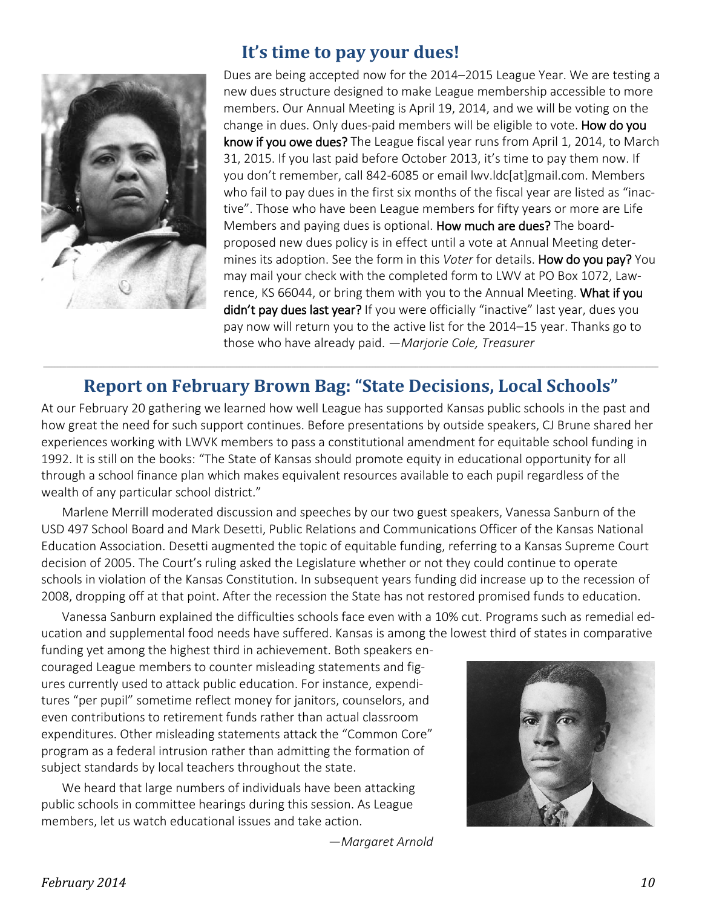## It's time to pay your dues!

Dues are being accepted now for the 2014–2015 League Year. We are testing a new dues structure designed to make League membership accessible to more members. Our Annual Meeting is April 19, 2014, and we will be voting on the change in dues. Only dues-paid members will be eligible to vote. **How do you know if you owe dues?** The League fiscal year runs from April 1, 2014, to March 31, 2015. If you last paid before October 2013, it's time to pay them now. If you don't remember, call 842-6085 or email lwv.ldc[at]gmail.com. Members who fail to pay dues in the first six months of the fiscal year are listed as "inactive". Those who have been League members for fifty years or more are Life Members and paying dues is optional. **How much are dues?** The board-proposed new dues policy is in effect until a vote at Annual Meeting determines its adoption. See the form in this *Voter* for details. **How do you pay?** You may mail your check with the completed form to LWV at PO Box 1072, Lawrence, KS 66044, or bring them with you to the Annual Meeting. **What if you didn't pay dues last year?** If you were officially "inactive" last year, dues you pay now will return you to the active list for the 2014–15 year. Thanks go to those who have already paid. —*Marjorie Cole, Treasurer*

---

## Report on February Brown Bag: "State Decisions, Local Schools"

At our February 20 gathering we learned how well League has supported Kansas public schools in the past and how great the need for such support continues. Before presentations by outside speakers, CJ Brune shared her experiences working with LWVK members to pass a constitutional amendment for equitable school funding in 1992. It is still on the books: "The State of Kansas should promote equity in educational opportunity for all through a school finance plan which makes equivalent resources available to each pupil regardless of the wealth of any particular school district."

Marlene Merrill moderated discussion and speeches by our two guest speakers, Vanessa Sanburn of the USD 497 School Board and Mark Desetti, Public Relations and Communications Officer of the Kansas National Education Association. Desetti augmented the topic of equitable funding, referring to a Kansas Supreme Court decision of 2005. The Court's ruling asked the Legislature whether or not they could continue to operate schools in violation of the Kansas Constitution. In subsequent years funding did increase up to the recession of 2008, dropping off at that point. After the recession the State has not restored promised funds to education.

Vanessa Sanburn explained the difficulties schools face even with a 10% cut. Programs such as remedial education and supplemental food needs have suffered. Kansas is among the lowest third of states in comparative funding yet among the highest third in achievement. Both speakers encouraged League members to counter misleading statements and figures currently used to attack public education. For instance, expenditures "per pupil" sometime reflect money for janitors, counselors, and even contributions to retirement funds rather than actual classroom expenditures. Other misleading statements attack the "Common Core" program as a federal intrusion rather than admitting the formation of subject standards by local teachers throughout the state.

We heard that large numbers of individuals have been attacking public schools in committee hearings during this session. As League members, let us watch educational issues and take action.

—*Margaret Arnold*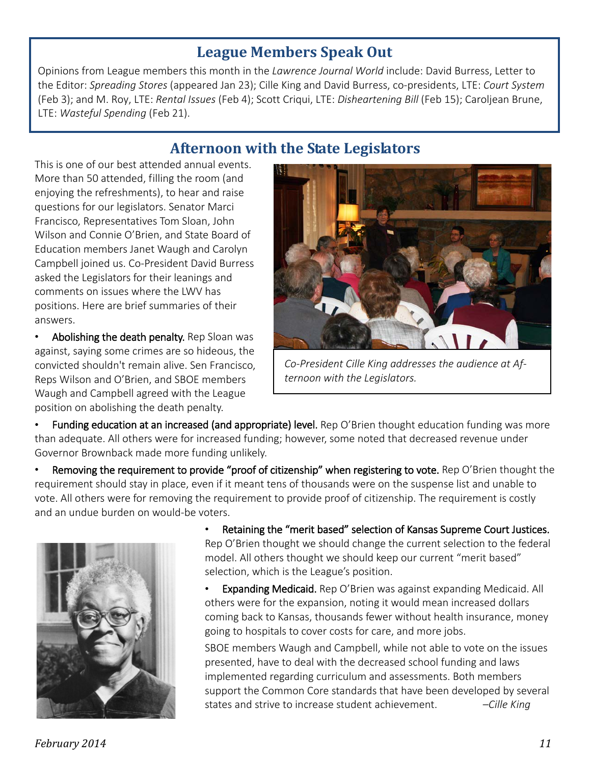## League Members Speak Out

Opinions from League members this month in the *Lawrence Journal World* include: David Burress, Letter to the Editor: *Spreading Stores* (appeared Jan 23); Cille King and David Burress, co-presidents, LTE: *Court System* (Feb 3); and M. Roy, LTE: *Rental Issues* (Feb 4); Scott Criqui, LTE: *Disheartening Bill* (Feb 15); Caroljean Brune, LTE: *Wasteful Spending* (Feb 21).

## Afternoon with the State Legislators

This is one of our best attended annual events. More than 50 attended, filling the room (and enjoying the refreshments), to hear and raise questions for our legislators. Senator Marci Francisco, Representatives Tom Sloan, John Wilson and Connie O'Brien, and State Board of Education members Janet Waugh and Carolyn Campbell joined us. Co-President David Burress asked the Legislators for their leanings and comments on issues where the LWV has positions. Here are brief summaries of their answers.

*Co-President Cille King addresses the audience at Afternoon with the Legislators.*

- **Abolishing the death penalty.** Rep Sloan was against, saying some crimes are so hideous, the convicted shouldn't remain alive. Sen Francisco, Reps Wilson and O'Brien, and SBOE members Waugh and Campbell agreed with the League position on abolishing the death penalty.
- **Funding education at an increased (and appropriate) level.** Rep O'Brien thought education funding was more than adequate. All others were for increased funding; however, some noted that decreased revenue under Governor Brownback made more funding unlikely.
- **Removing the requirement to provide "proof of citizenship" when registering to vote.** Rep O'Brien thought the requirement should stay in place, even if it meant tens of thousands were on the suspense list and unable to vote. All others were for removing the requirement to provide proof of citizenship. The requirement is costly and an undue burden on would-be voters.
- **Retaining the "merit based" selection of Kansas Supreme Court Justices.** Rep O'Brien thought we should change the current selection to the federal model. All others thought we should keep our current "merit based" selection, which is the League's position.
- **Expanding Medicaid.** Rep O'Brien was against expanding Medicaid. All others were for the expansion, noting it would mean increased dollars coming back to Kansas, thousands fewer without health insurance, money going to hospitals to cover costs for care, and more jobs.

SBOE members Waugh and Campbell, while not able to vote on the issues presented, have to deal with the decreased school funding and laws implemented regarding curriculum and assessments. Both members support the Common Core standards that have been developed by several states and strive to increase student achievement. *–Cille King*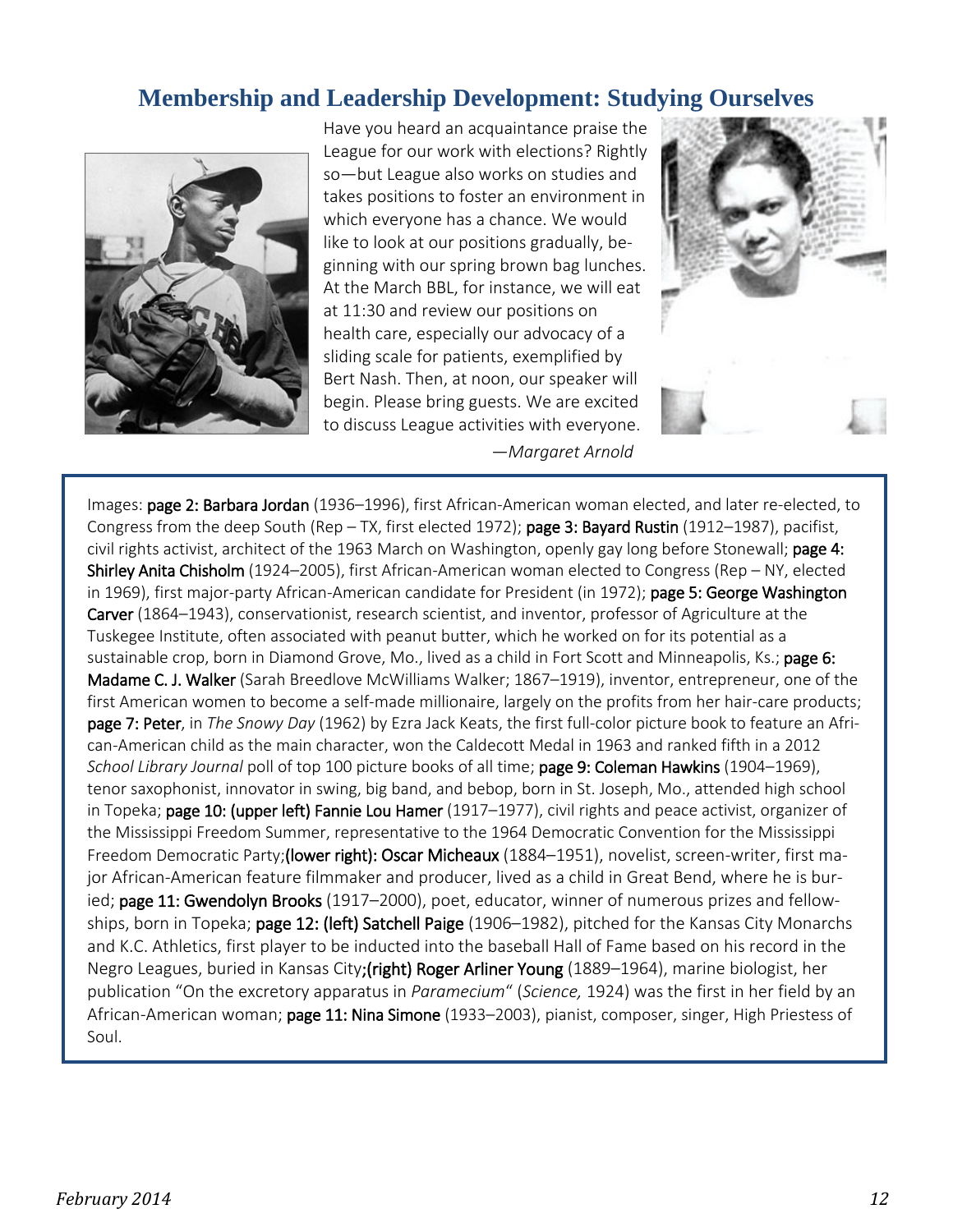## Membership and Leadership Development: Studying Ourselves

Have you heard an acquaintance praise the League for our work with elections? Rightly so—but League also works on studies and takes positions to foster an environment in which everyone has a chance. We would like to look at our positions gradually, beginning with our spring brown bag lunches. At the March BBL, for instance, we will eat at 11:30 and review our positions on health care, especially our advocacy of a sliding scale for patients, exemplified by Bert Nash. Then, at noon, our speaker will begin. Please bring guests. We are excited to discuss League activities with everyone.

—*Margaret Arnold*

Images: **page 2: Barbara Jordan** (1936–1996), first African-American woman elected, and later re-elected, to Congress from the deep South (Rep – TX, first elected 1972); **page 3: Bayard Rustin** (1912–1987), pacifist, civil rights activist, architect of the 1963 March on Washington, openly gay long before Stonewall; **page 4: Shirley Anita Chisholm** (1924–2005), first African-American woman elected to Congress (Rep – NY, elected in 1969), first major-party African-American candidate for President (in 1972); **page 5: George Washington Carver** (1864–1943), conservationist, research scientist, and inventor, professor of Agriculture at the Tuskegee Institute, often associated with peanut butter, which he worked on for its potential as a sustainable crop, born in Diamond Grove, Mo., lived as a child in Fort Scott and Minneapolis, Ks.; **page 6: Madame C. J. Walker** (Sarah Breedlove McWilliams Walker; 1867–1919), inventor, entrepreneur, one of the first American women to become a self-made millionaire, largely on the profits from her hair-care products; **page 7: Peter**, in *The Snowy Day* (1962) by Ezra Jack Keats, the first full-color picture book to feature an African-American child as the main character, won the Caldecott Medal in 1963 and ranked fifth in a 2012 *School Library Journal* poll of top 100 picture books of all time; **page 9: Coleman Hawkins** (1904–1969), tenor saxophonist, innovator in swing, big band, and bebop, born in St. Joseph, Mo., attended high school in Topeka; **page 10: (upper left) Fannie Lou Hamer** (1917–1977), civil rights and peace activist, organizer of the Mississippi Freedom Summer, representative to the 1964 Democratic Convention for the Mississippi Freedom Democratic Party;**(lower right): Oscar Micheaux** (1884–1951), novelist, screen-writer, first major African-American feature filmmaker and producer, lived as a child in Great Bend, where he is buried; **page 11: Gwendolyn Brooks** (1917–2000), poet, educator, winner of numerous prizes and fellowships, born in Topeka; **page 12: (left) Satchell Paige** (1906–1982), pitched for the Kansas City Monarchs and K.C. Athletics, first player to be inducted into the baseball Hall of Fame based on his record in the Negro Leagues, buried in Kansas City**;(right) Roger Arliner Young** (1889–1964), marine biologist, her publication "On the excretory apparatus in *Paramecium*" (*Science,* 1924) was the first in her field by an African-American woman; **page 11: Nina Simone** (1933–2003), pianist, composer, singer, High Priestess of Soul.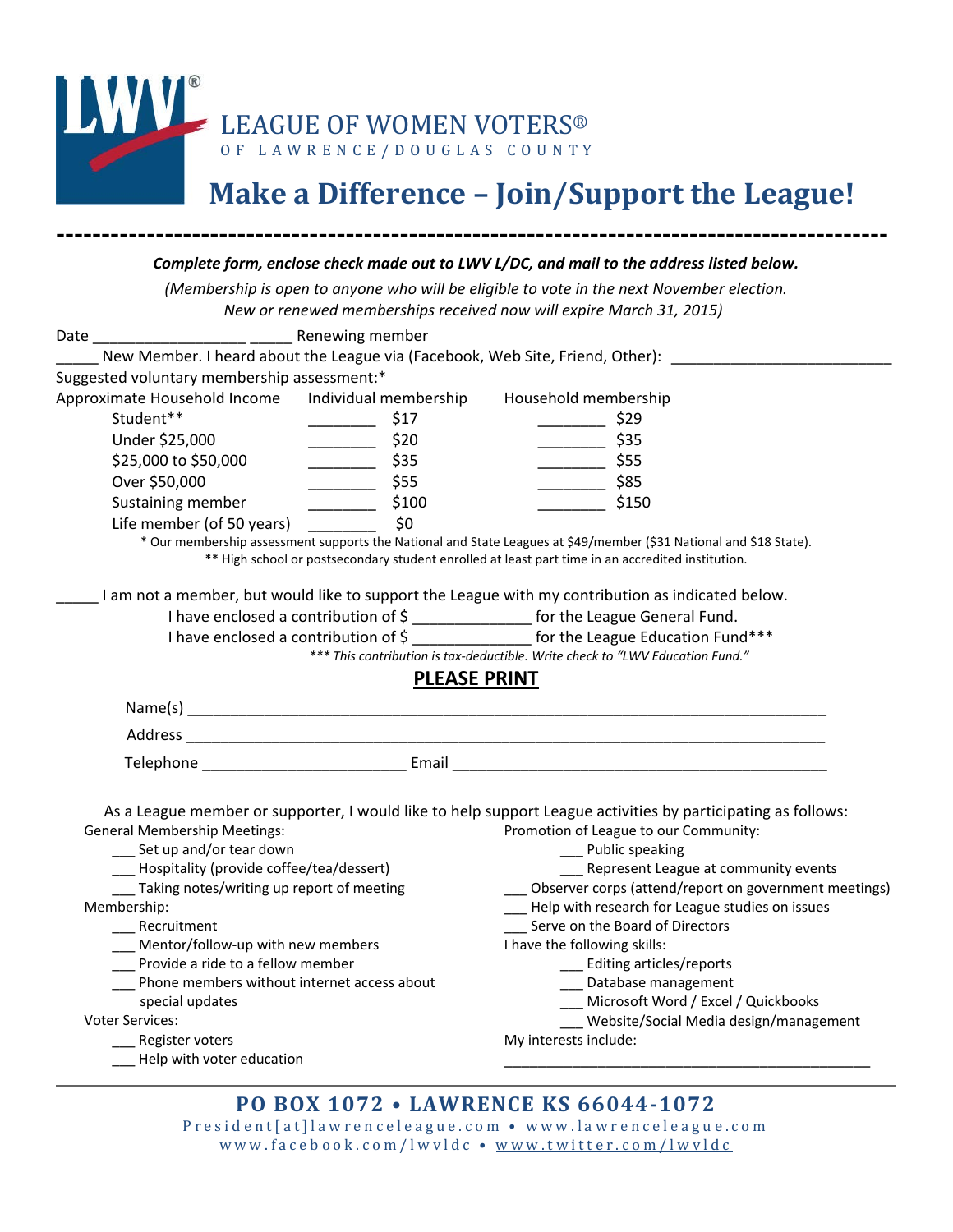# LEAGUE OF WOMEN VOTERS®
OF LAWRENCE/DOUGLAS COUNTY

## Make a Difference – Join/Support the League!

---

***Complete form, enclose check made out to LWV L/DC, and mail to the address listed below.***

*(Membership is open to anyone who will be eligible to vote in the next November election. New or renewed memberships received now will expire March 31, 2015)*

Date ________________ _____ Renewing member

_____ New Member. I heard about the League via (Facebook, Web Site, Friend, Other): ________________________

Suggested voluntary membership assessment:*

| Approximate Household Income | Individual membership | Household membership |
|---|---|---|
| Student** | ________ $17 | ________ $29 |
| Under $25,000 | ________ $20 | ________ $35 |
| $25,000 to $50,000 | ________ $35 | ________ $55 |
| Over $50,000 | ________ $55 | ________ $85 |
| Sustaining member | ________ $100 | ________ $150 |
| Life member (of 50 years) | ________ $0 | |

\* Our membership assessment supports the National and State Leagues at $49/member ($31 National and $18 State).

** High school or postsecondary student enrolled at least part time in an accredited institution.

_____ I am not a member, but would like to support the League with my contribution as indicated below.

I have enclosed a contribution of $ _____________ for the League General Fund.

I have enclosed a contribution of $ _____________ for the League Education Fund***

*** This contribution is tax-deductible. Write check to "LWV Education Fund."*

**PLEASE PRINT**

Name(s) ____________________________________________________________________

Address ____________________________________________________________________

Telephone ______________________ Email __________________________________________

As a League member or supporter, I would like to help support League activities by participating as follows:

General Membership Meetings:
- ___ Set up and/or tear down
- ___ Hospitality (provide coffee/tea/dessert)
- ___ Taking notes/writing up report of meeting

Membership:
- ___ Recruitment
- ___ Mentor/follow-up with new members
- ___ Provide a ride to a fellow member
- ___ Phone members without internet access about special updates

Voter Services:
- ___ Register voters
- ___ Help with voter education

Promotion of League to our Community:
- ___ Public speaking
- ___ Represent League at community events

___ Observer corps (attend/report on government meetings)

___ Help with research for League studies on issues

___ Serve on the Board of Directors

I have the following skills:
- ___ Editing articles/reports
- ___ Database management
- ___ Microsoft Word / Excel / Quickbooks
- ___ Website/Social Media design/management

My interests include:

____________________________________________

---

**PO BOX 1072 • LAWRENCE KS 66044-1072**

President[at]lawrenceleague.com • www.lawrenceleague.com

www.facebook.com/lwvldc • www.twitter.com/lwvldc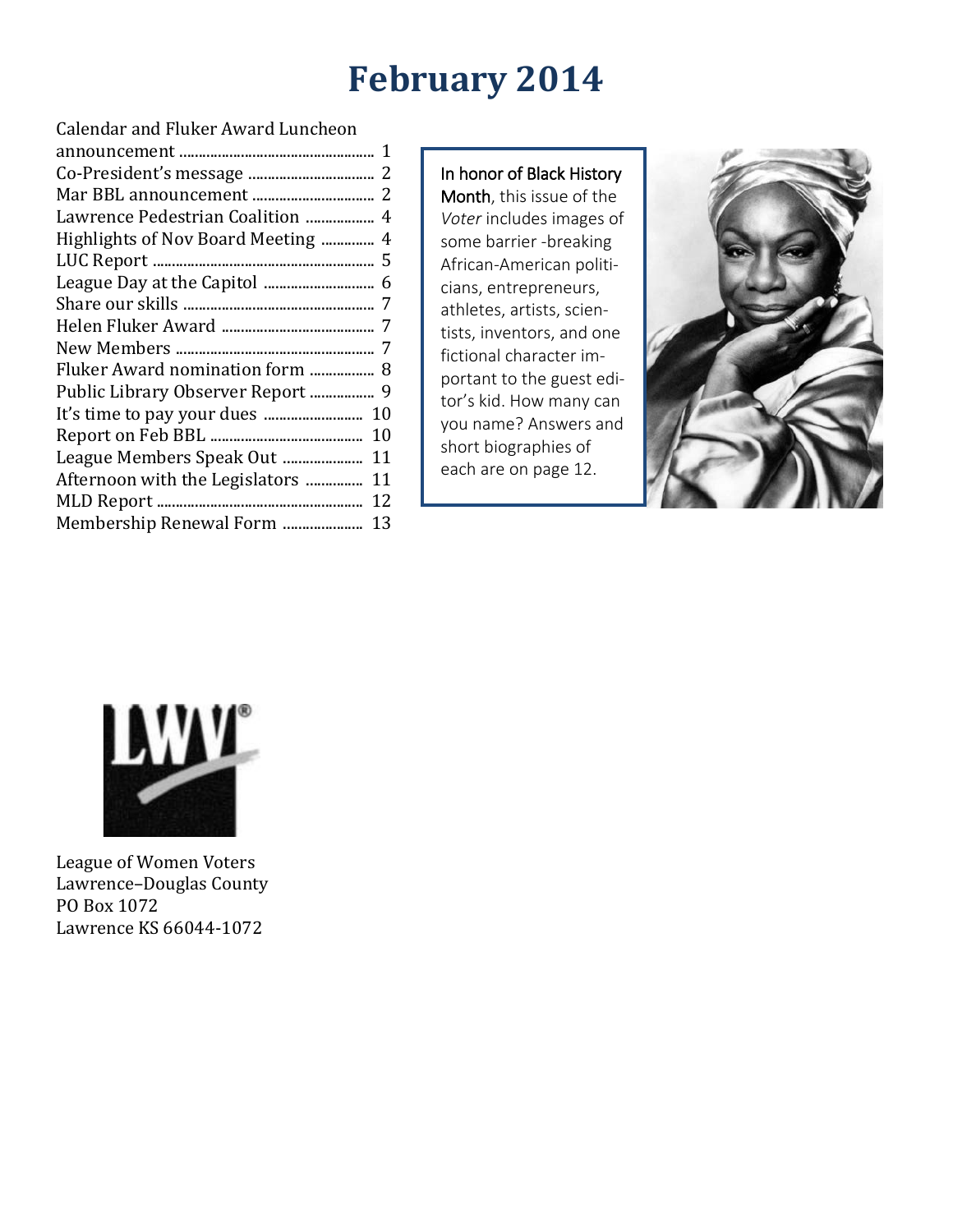# February 2014

Calendar and Fluker Award Luncheon announcement .................................................. 1
Co-President's message ................................ 2
Mar BBL announcement ............................... 2
Lawrence Pedestrian Coalition .................. 4
Highlights of Nov Board Meeting ............. 4
LUC Report ......................................................... 5
League Day at the Capitol ............................ 6
Share our skills ................................................ 7
Helen Fluker Award ....................................... 7
New Members ................................................... 7
Fluker Award nomination form ................. 8
Public Library Observer Report ................. 9
It's time to pay your dues ......................... 10
Report on Feb BBL ....................................... 10
League Members Speak Out ..................... 11
Afternoon with the Legislators ............... 11
MLD Report ..................................................... 12
Membership Renewal Form ..................... 13

In honor of Black History Month, this issue of the *Voter* includes images of some barrier -breaking African-American politicians, entrepreneurs, athletes, artists, scientists, inventors, and one fictional character important to the guest editor's kid. How many can you name? Answers and short biographies of each are on page 12.

League of Women Voters
Lawrence–Douglas County
PO Box 1072
Lawrence KS 66044-1072